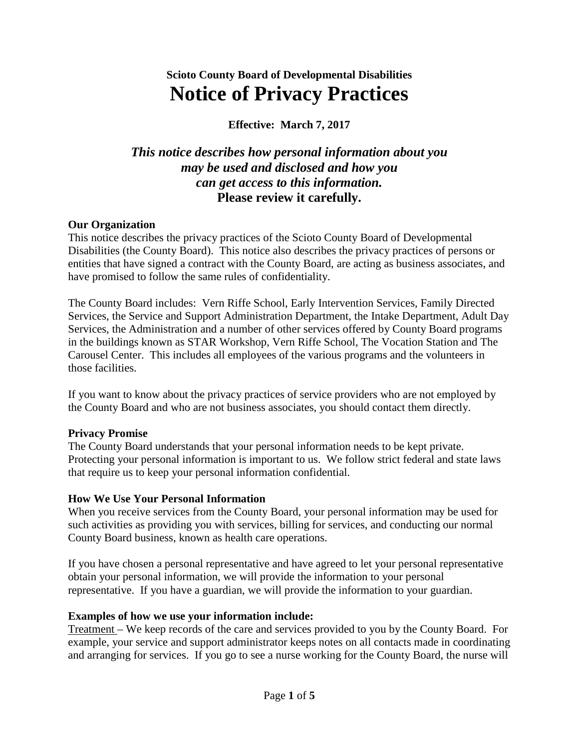### Scioto County Board of Developmental Disabilities

# Notice of Privacy Practices

**Effective: March 7, 2017**

***This notice describes how personal information about you may be used and disclosed and how you can get access to this information.***
**Please review it carefully.**

**Our Organization**
This notice describes the privacy practices of the Scioto County Board of Developmental Disabilities (the County Board). This notice also describes the privacy practices of persons or entities that have signed a contract with the County Board, are acting as business associates, and have promised to follow the same rules of confidentiality.

The County Board includes: Vern Riffe School, Early Intervention Services, Family Directed Services, the Service and Support Administration Department, the Intake Department, Adult Day Services, the Administration and a number of other services offered by County Board programs in the buildings known as STAR Workshop, Vern Riffe School, The Vocation Station and The Carousel Center. This includes all employees of the various programs and the volunteers in those facilities.

If you want to know about the privacy practices of service providers who are not employed by the County Board and who are not business associates, you should contact them directly.

**Privacy Promise**
The County Board understands that your personal information needs to be kept private. Protecting your personal information is important to us. We follow strict federal and state laws that require us to keep your personal information confidential.

**How We Use Your Personal Information**
When you receive services from the County Board, your personal information may be used for such activities as providing you with services, billing for services, and conducting our normal County Board business, known as health care operations.

If you have chosen a personal representative and have agreed to let your personal representative obtain your personal information, we will provide the information to your personal representative. If you have a guardian, we will provide the information to your guardian.

**Examples of how we use your information include:**
<u>Treatment</u> – We keep records of the care and services provided to you by the County Board. For example, your service and support administrator keeps notes on all contacts made in coordinating and arranging for services. If you go to see a nurse working for the County Board, the nurse will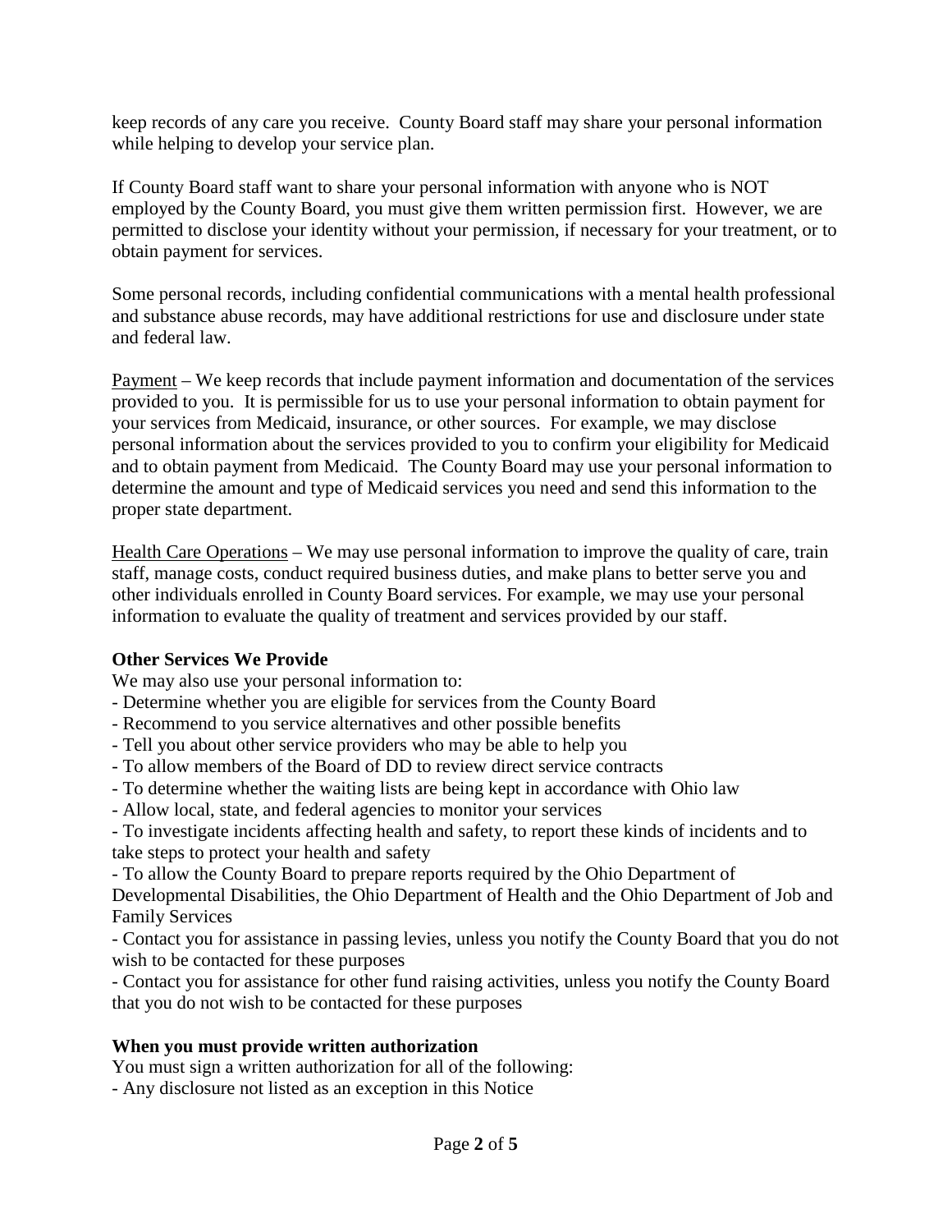keep records of any care you receive. County Board staff may share your personal information while helping to develop your service plan.

If County Board staff want to share your personal information with anyone who is NOT employed by the County Board, you must give them written permission first. However, we are permitted to disclose your identity without your permission, if necessary for your treatment, or to obtain payment for services.

Some personal records, including confidential communications with a mental health professional and substance abuse records, may have additional restrictions for use and disclosure under state and federal law.

<u>Payment</u> – We keep records that include payment information and documentation of the services provided to you. It is permissible for us to use your personal information to obtain payment for your services from Medicaid, insurance, or other sources. For example, we may disclose personal information about the services provided to you to confirm your eligibility for Medicaid and to obtain payment from Medicaid. The County Board may use your personal information to determine the amount and type of Medicaid services you need and send this information to the proper state department.

<u>Health Care Operations</u> – We may use personal information to improve the quality of care, train staff, manage costs, conduct required business duties, and make plans to better serve you and other individuals enrolled in County Board services. For example, we may use your personal information to evaluate the quality of treatment and services provided by our staff.

**Other Services We Provide**

We may also use your personal information to:

- Determine whether you are eligible for services from the County Board
- Recommend to you service alternatives and other possible benefits
- Tell you about other service providers who may be able to help you
- To allow members of the Board of DD to review direct service contracts
- To determine whether the waiting lists are being kept in accordance with Ohio law
- Allow local, state, and federal agencies to monitor your services
- To investigate incidents affecting health and safety, to report these kinds of incidents and to take steps to protect your health and safety
- To allow the County Board to prepare reports required by the Ohio Department of Developmental Disabilities, the Ohio Department of Health and the Ohio Department of Job and Family Services
- Contact you for assistance in passing levies, unless you notify the County Board that you do not wish to be contacted for these purposes
- Contact you for assistance for other fund raising activities, unless you notify the County Board that you do not wish to be contacted for these purposes

**When you must provide written authorization**

You must sign a written authorization for all of the following:

- Any disclosure not listed as an exception in this Notice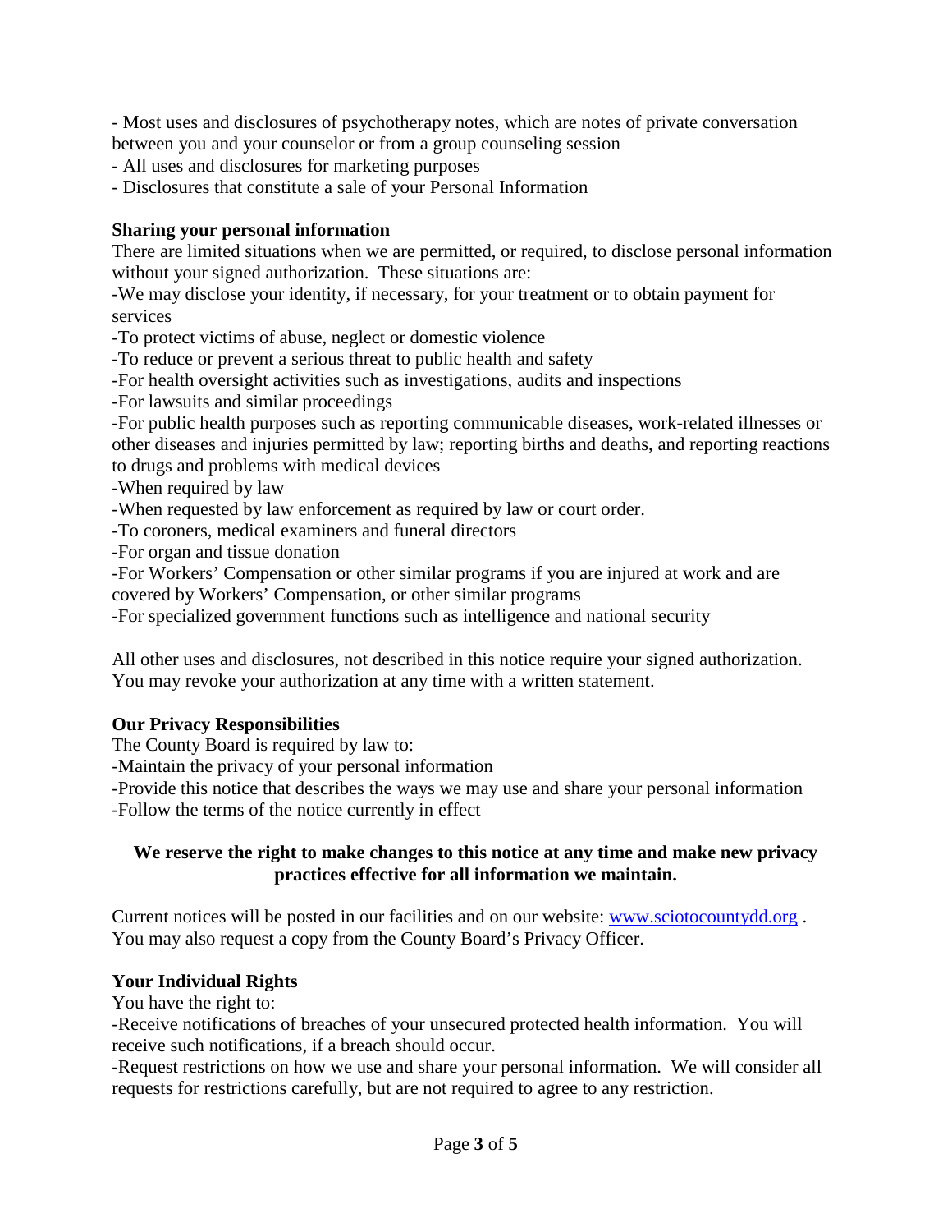- Most uses and disclosures of psychotherapy notes, which are notes of private conversation between you and your counselor or from a group counseling session
- All uses and disclosures for marketing purposes
- Disclosures that constitute a sale of your Personal Information

**Sharing your personal information**

There are limited situations when we are permitted, or required, to disclose personal information without your signed authorization. These situations are:

-We may disclose your identity, if necessary, for your treatment or to obtain payment for services

-To protect victims of abuse, neglect or domestic violence

-To reduce or prevent a serious threat to public health and safety

-For health oversight activities such as investigations, audits and inspections

-For lawsuits and similar proceedings

-For public health purposes such as reporting communicable diseases, work-related illnesses or other diseases and injuries permitted by law; reporting births and deaths, and reporting reactions to drugs and problems with medical devices

-When required by law

-When requested by law enforcement as required by law or court order.

-To coroners, medical examiners and funeral directors

-For organ and tissue donation

-For Workers' Compensation or other similar programs if you are injured at work and are covered by Workers' Compensation, or other similar programs

-For specialized government functions such as intelligence and national security

All other uses and disclosures, not described in this notice require your signed authorization. You may revoke your authorization at any time with a written statement.

**Our Privacy Responsibilities**

The County Board is required by law to:

-Maintain the privacy of your personal information

-Provide this notice that describes the ways we may use and share your personal information

-Follow the terms of the notice currently in effect

**We reserve the right to make changes to this notice at any time and make new privacy practices effective for all information we maintain.**

Current notices will be posted in our facilities and on our website: www.sciotocountydd.org . You may also request a copy from the County Board's Privacy Officer.

**Your Individual Rights**

You have the right to:

-Receive notifications of breaches of your unsecured protected health information. You will receive such notifications, if a breach should occur.

-Request restrictions on how we use and share your personal information. We will consider all requests for restrictions carefully, but are not required to agree to any restriction.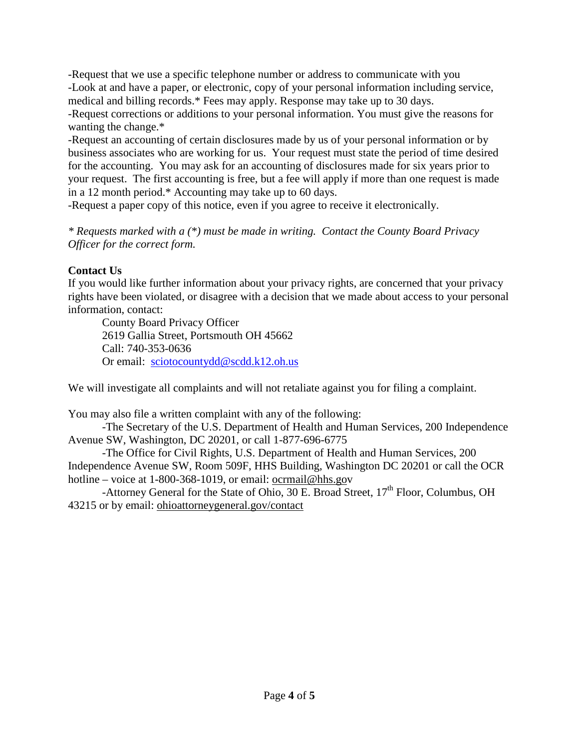-Request that we use a specific telephone number or address to communicate with you

-Look at and have a paper, or electronic, copy of your personal information including service, medical and billing records.* Fees may apply. Response may take up to 30 days.

-Request corrections or additions to your personal information. You must give the reasons for wanting the change.*

-Request an accounting of certain disclosures made by us of your personal information or by business associates who are working for us. Your request must state the period of time desired for the accounting. You may ask for an accounting of disclosures made for six years prior to your request. The first accounting is free, but a fee will apply if more than one request is made in a 12 month period.* Accounting may take up to 60 days.

-Request a paper copy of this notice, even if you agree to receive it electronically.

*\* Requests marked with a (\*) must be made in writing. Contact the County Board Privacy Officer for the correct form.*

**Contact Us**

If you would like further information about your privacy rights, are concerned that your privacy rights have been violated, or disagree with a decision that we made about access to your personal information, contact:

County Board Privacy Officer
2619 Gallia Street, Portsmouth OH 45662
Call: 740-353-0636
Or email: sciotocountydd@scdd.k12.oh.us

We will investigate all complaints and will not retaliate against you for filing a complaint.

You may also file a written complaint with any of the following:

-The Secretary of the U.S. Department of Health and Human Services, 200 Independence Avenue SW, Washington, DC 20201, or call 1-877-696-6775

-The Office for Civil Rights, U.S. Department of Health and Human Services, 200 Independence Avenue SW, Room 509F, HHS Building, Washington DC 20201 or call the OCR hotline – voice at 1-800-368-1019, or email: ocrmail@hhs.gov

-Attorney General for the State of Ohio, 30 E. Broad Street, 17th Floor, Columbus, OH 43215 or by email: ohioattorneygeneral.gov/contact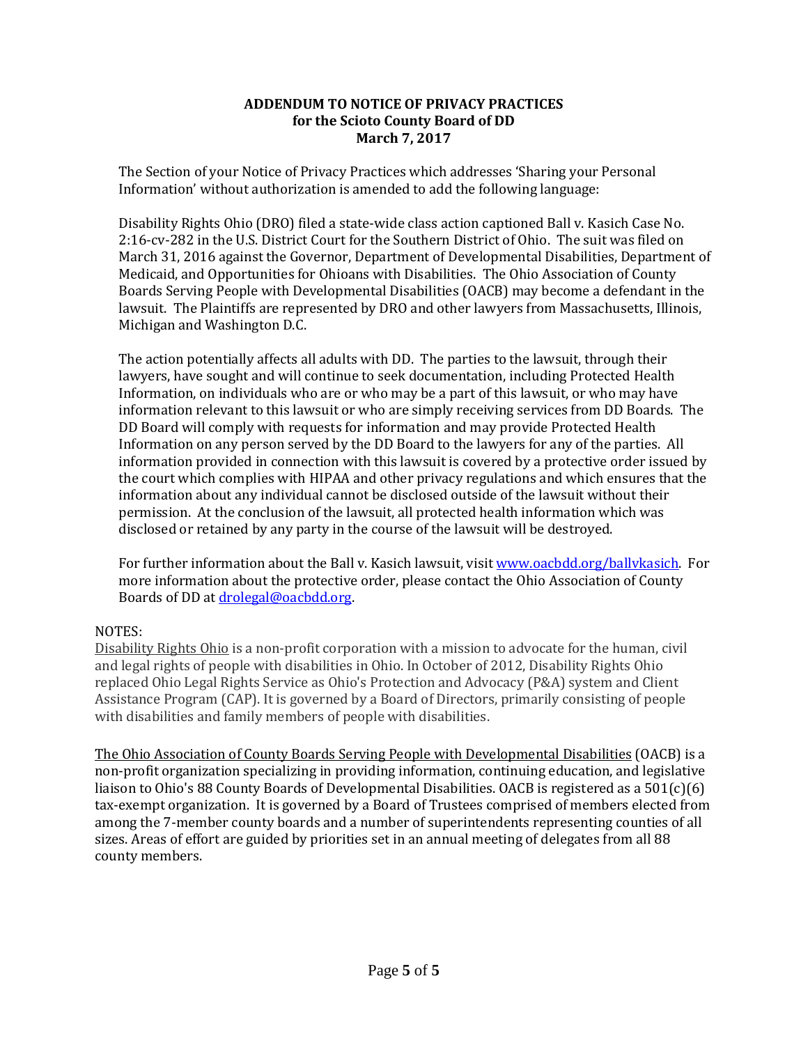**ADDENDUM TO NOTICE OF PRIVACY PRACTICES**
**for the Scioto County Board of DD**
**March 7, 2017**

The Section of your Notice of Privacy Practices which addresses 'Sharing your Personal Information' without authorization is amended to add the following language:

Disability Rights Ohio (DRO) filed a state-wide class action captioned Ball v. Kasich Case No. 2:16-cv-282 in the U.S. District Court for the Southern District of Ohio. The suit was filed on March 31, 2016 against the Governor, Department of Developmental Disabilities, Department of Medicaid, and Opportunities for Ohioans with Disabilities. The Ohio Association of County Boards Serving People with Developmental Disabilities (OACB) may become a defendant in the lawsuit. The Plaintiffs are represented by DRO and other lawyers from Massachusetts, Illinois, Michigan and Washington D.C.

The action potentially affects all adults with DD. The parties to the lawsuit, through their lawyers, have sought and will continue to seek documentation, including Protected Health Information, on individuals who are or who may be a part of this lawsuit, or who may have information relevant to this lawsuit or who are simply receiving services from DD Boards. The DD Board will comply with requests for information and may provide Protected Health Information on any person served by the DD Board to the lawyers for any of the parties. All information provided in connection with this lawsuit is covered by a protective order issued by the court which complies with HIPAA and other privacy regulations and which ensures that the information about any individual cannot be disclosed outside of the lawsuit without their permission. At the conclusion of the lawsuit, all protected health information which was disclosed or retained by any party in the course of the lawsuit will be destroyed.

For further information about the Ball v. Kasich lawsuit, visit [www.oacbdd.org/ballvkasich](http://www.oacbdd.org/ballvkasich). For more information about the protective order, please contact the Ohio Association of County Boards of DD at [drolegal@oacbdd.org](mailto:drolegal@oacbdd.org).

NOTES:

Disability Rights Ohio is a non-profit corporation with a mission to advocate for the human, civil and legal rights of people with disabilities in Ohio. In October of 2012, Disability Rights Ohio replaced Ohio Legal Rights Service as Ohio's Protection and Advocacy (P&A) system and Client Assistance Program (CAP). It is governed by a Board of Directors, primarily consisting of people with disabilities and family members of people with disabilities.

The Ohio Association of County Boards Serving People with Developmental Disabilities (OACB) is a non-profit organization specializing in providing information, continuing education, and legislative liaison to Ohio's 88 County Boards of Developmental Disabilities. OACB is registered as a 501(c)(6) tax-exempt organization. It is governed by a Board of Trustees comprised of members elected from among the 7-member county boards and a number of superintendents representing counties of all sizes. Areas of effort are guided by priorities set in an annual meeting of delegates from all 88 county members.